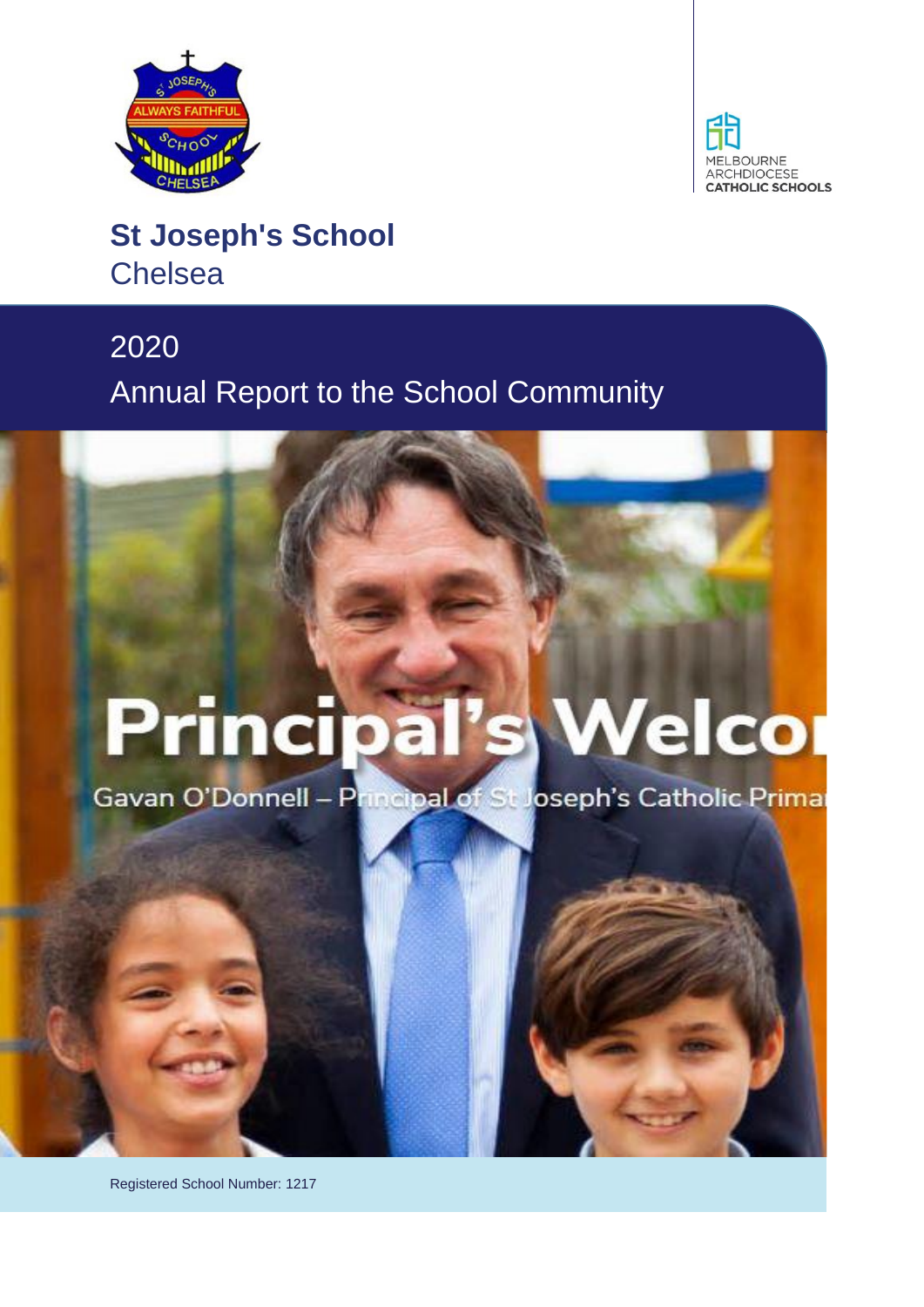# St Joseph's School

## Chelsea

## 2020

## Annual Report to the School Community

Registered School Number: 1217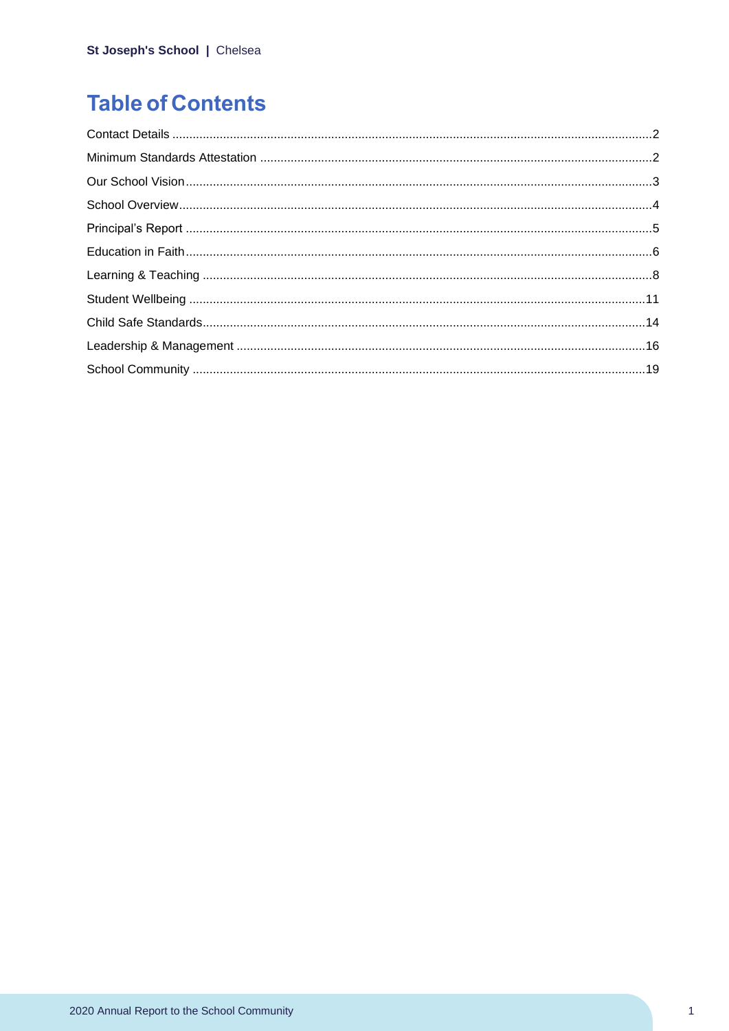# Table of Contents

Contact Details ............................................................2

Minimum Standards Attestation ............................................................2

Our School Vision ............................................................3

School Overview ............................................................4

Principal's Report ............................................................5

Education in Faith ............................................................6

Learning & Teaching ............................................................8

Student Wellbeing ............................................................11

Child Safe Standards ............................................................14

Leadership & Management ............................................................16

School Community ............................................................19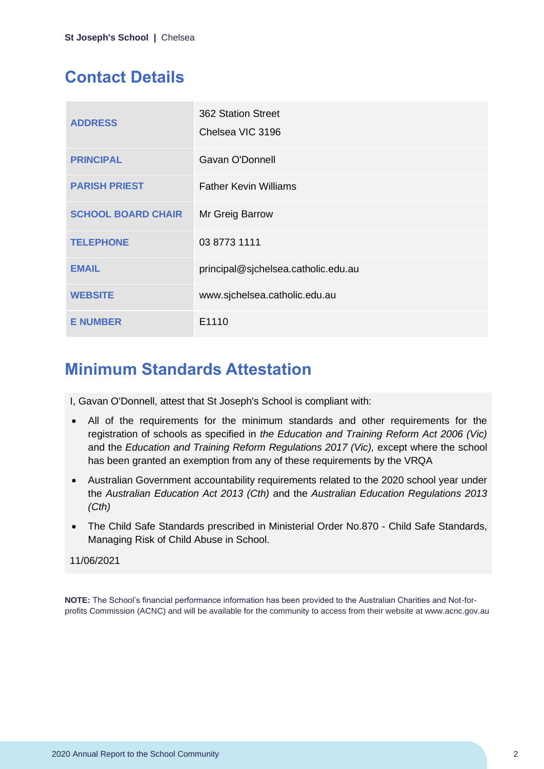## Contact Details

| | |
|---|---|
| **ADDRESS** | 362 Station Street<br>Chelsea VIC 3196 |
| **PRINCIPAL** | Gavan O'Donnell |
| **PARISH PRIEST** | Father Kevin Williams |
| **SCHOOL BOARD CHAIR** | Mr Greig Barrow |
| **TELEPHONE** | 03 8773 1111 |
| **EMAIL** | principal@sjchelsea.catholic.edu.au |
| **WEBSITE** | www.sjchelsea.catholic.edu.au |
| **E NUMBER** | E1110 |

## Minimum Standards Attestation

I, Gavan O'Donnell, attest that St Joseph's School is compliant with:

- All of the requirements for the minimum standards and other requirements for the registration of schools as specified in *the Education and Training Reform Act 2006 (Vic)* and the *Education and Training Reform Regulations 2017 (Vic),* except where the school has been granted an exemption from any of these requirements by the VRQA
- Australian Government accountability requirements related to the 2020 school year under the *Australian Education Act 2013 (Cth)* and the *Australian Education Regulations 2013 (Cth)*
- The Child Safe Standards prescribed in Ministerial Order No.870 - Child Safe Standards, Managing Risk of Child Abuse in School.

11/06/2021

**NOTE:** The School's financial performance information has been provided to the Australian Charities and Not-for-profits Commission (ACNC) and will be available for the community to access from their website at www.acnc.gov.au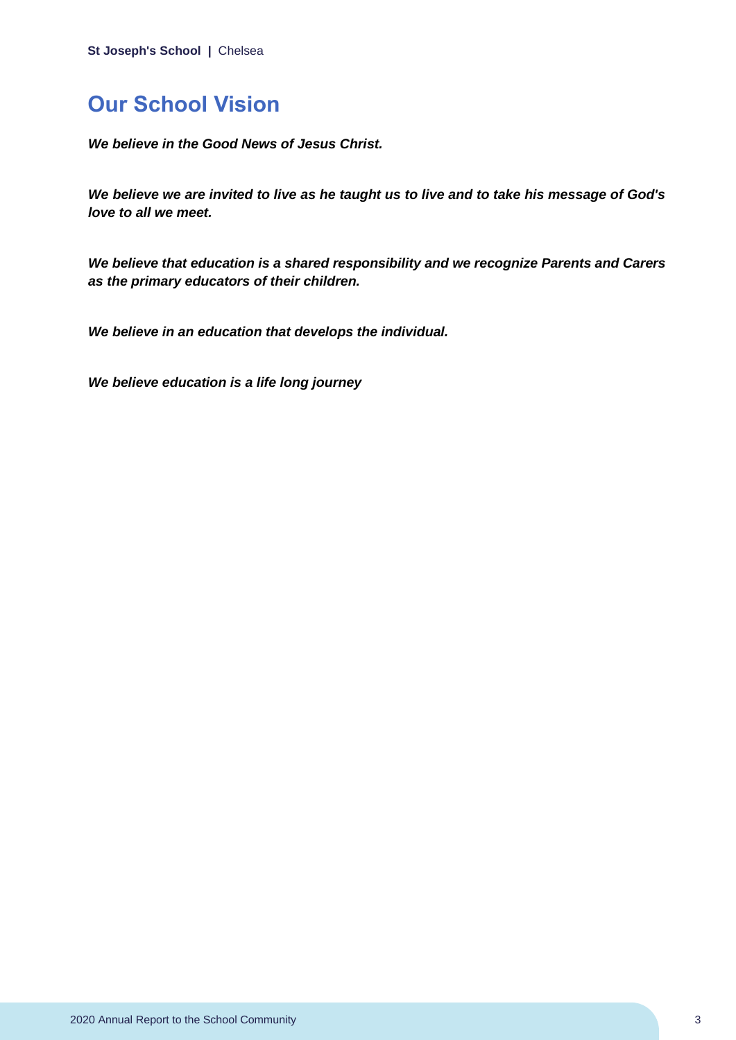## Our School Vision

***We believe in the Good News of Jesus Christ.***

***We believe we are invited to live as he taught us to live and to take his message of God's love to all we meet.***

***We believe that education is a shared responsibility and we recognize Parents and Carers as the primary educators of their children.***

***We believe in an education that develops the individual.***

***We believe education is a life long journey***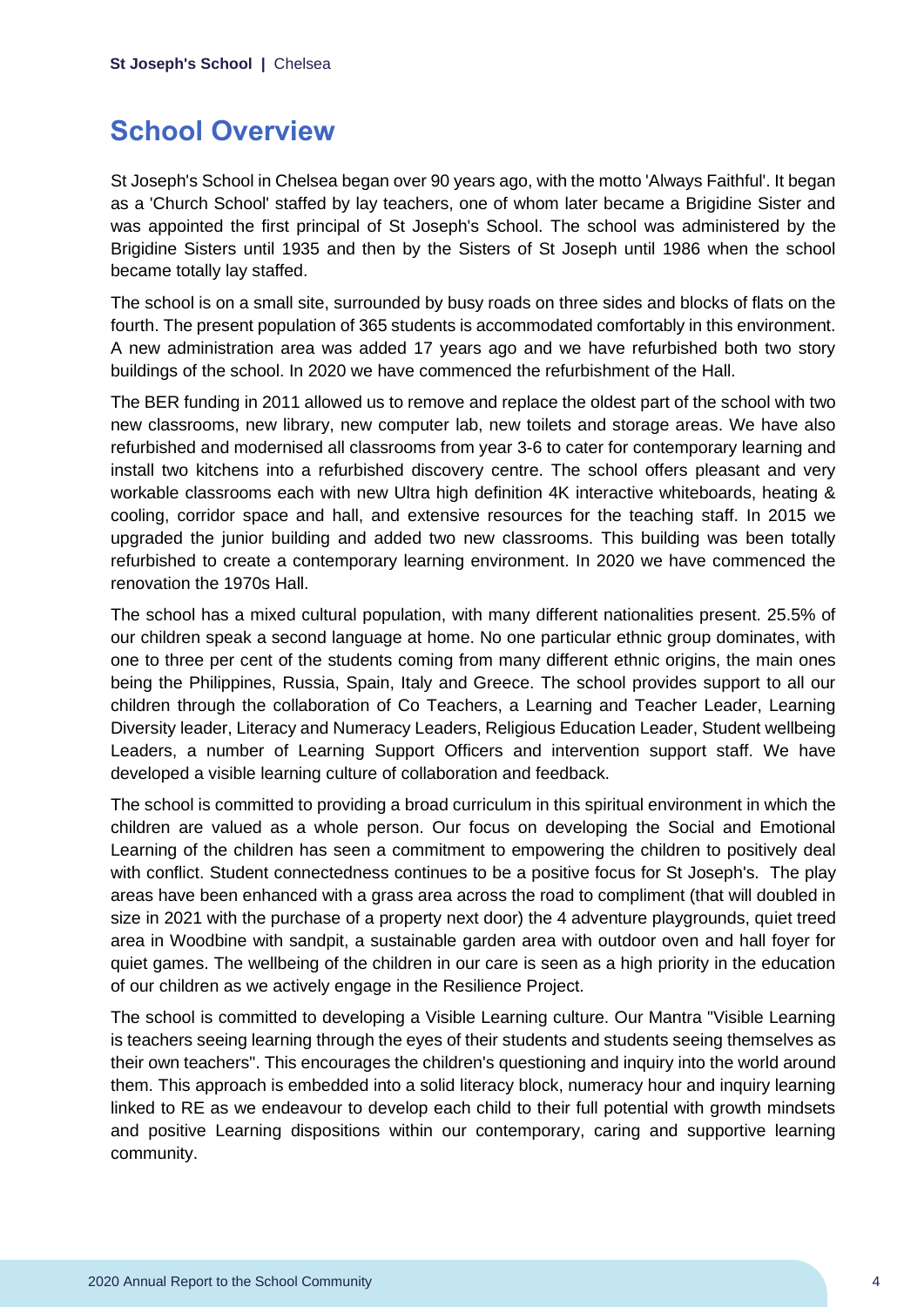# School Overview

St Joseph's School in Chelsea began over 90 years ago, with the motto 'Always Faithful'. It began as a 'Church School' staffed by lay teachers, one of whom later became a Brigidine Sister and was appointed the first principal of St Joseph's School. The school was administered by the Brigidine Sisters until 1935 and then by the Sisters of St Joseph until 1986 when the school became totally lay staffed.

The school is on a small site, surrounded by busy roads on three sides and blocks of flats on the fourth. The present population of 365 students is accommodated comfortably in this environment. A new administration area was added 17 years ago and we have refurbished both two story buildings of the school. In 2020 we have commenced the refurbishment of the Hall.

The BER funding in 2011 allowed us to remove and replace the oldest part of the school with two new classrooms, new library, new computer lab, new toilets and storage areas. We have also refurbished and modernised all classrooms from year 3-6 to cater for contemporary learning and install two kitchens into a refurbished discovery centre. The school offers pleasant and very workable classrooms each with new Ultra high definition 4K interactive whiteboards, heating & cooling, corridor space and hall, and extensive resources for the teaching staff. In 2015 we upgraded the junior building and added two new classrooms. This building was been totally refurbished to create a contemporary learning environment. In 2020 we have commenced the renovation the 1970s Hall.

The school has a mixed cultural population, with many different nationalities present. 25.5% of our children speak a second language at home. No one particular ethnic group dominates, with one to three per cent of the students coming from many different ethnic origins, the main ones being the Philippines, Russia, Spain, Italy and Greece. The school provides support to all our children through the collaboration of Co Teachers, a Learning and Teacher Leader, Learning Diversity leader, Literacy and Numeracy Leaders, Religious Education Leader, Student wellbeing Leaders, a number of Learning Support Officers and intervention support staff. We have developed a visible learning culture of collaboration and feedback.

The school is committed to providing a broad curriculum in this spiritual environment in which the children are valued as a whole person. Our focus on developing the Social and Emotional Learning of the children has seen a commitment to empowering the children to positively deal with conflict. Student connectedness continues to be a positive focus for St Joseph's. The play areas have been enhanced with a grass area across the road to compliment (that will doubled in size in 2021 with the purchase of a property next door) the 4 adventure playgrounds, quiet treed area in Woodbine with sandpit, a sustainable garden area with outdoor oven and hall foyer for quiet games. The wellbeing of the children in our care is seen as a high priority in the education of our children as we actively engage in the Resilience Project.

The school is committed to developing a Visible Learning culture. Our Mantra "Visible Learning is teachers seeing learning through the eyes of their students and students seeing themselves as their own teachers". This encourages the children's questioning and inquiry into the world around them. This approach is embedded into a solid literacy block, numeracy hour and inquiry learning linked to RE as we endeavour to develop each child to their full potential with growth mindsets and positive Learning dispositions within our contemporary, caring and supportive learning community.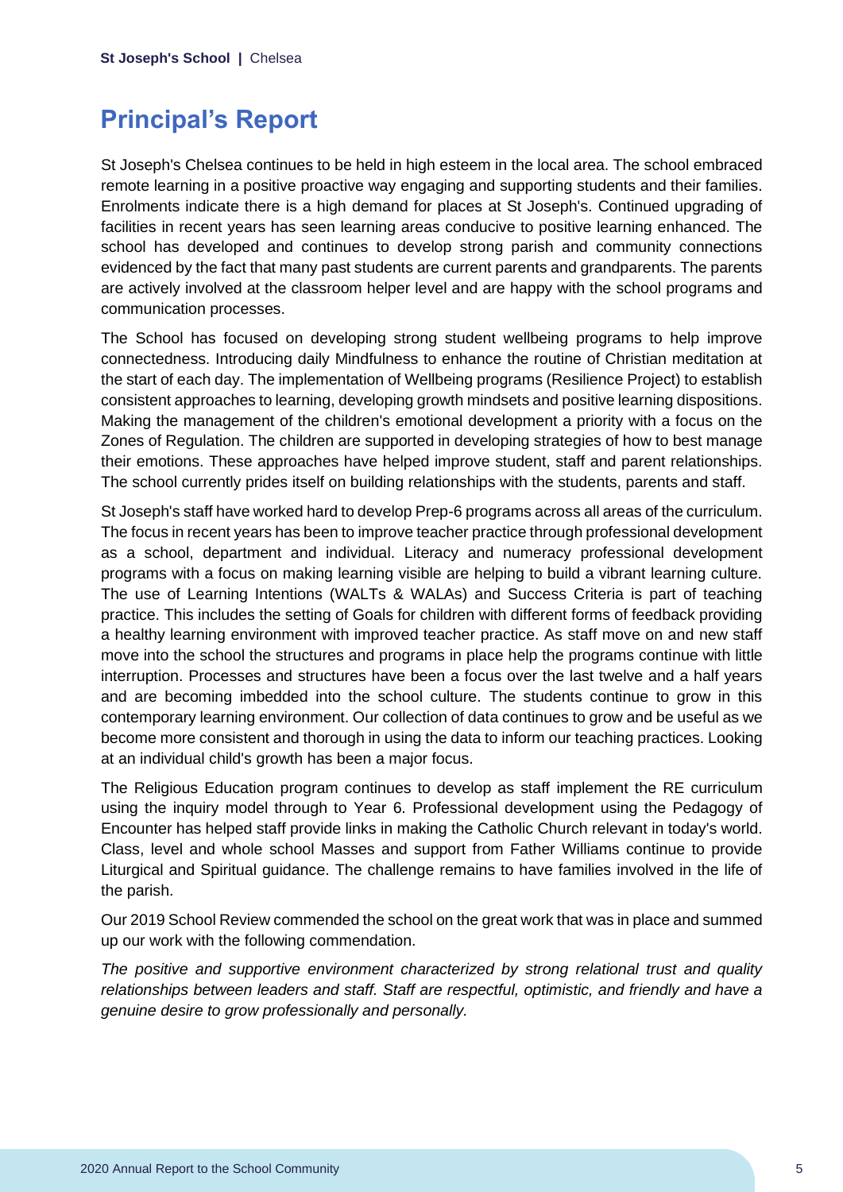## Principal's Report

St Joseph's Chelsea continues to be held in high esteem in the local area. The school embraced remote learning in a positive proactive way engaging and supporting students and their families. Enrolments indicate there is a high demand for places at St Joseph's. Continued upgrading of facilities in recent years has seen learning areas conducive to positive learning enhanced. The school has developed and continues to develop strong parish and community connections evidenced by the fact that many past students are current parents and grandparents. The parents are actively involved at the classroom helper level and are happy with the school programs and communication processes.

The School has focused on developing strong student wellbeing programs to help improve connectedness. Introducing daily Mindfulness to enhance the routine of Christian meditation at the start of each day. The implementation of Wellbeing programs (Resilience Project) to establish consistent approaches to learning, developing growth mindsets and positive learning dispositions. Making the management of the children's emotional development a priority with a focus on the Zones of Regulation. The children are supported in developing strategies of how to best manage their emotions. These approaches have helped improve student, staff and parent relationships. The school currently prides itself on building relationships with the students, parents and staff.

St Joseph's staff have worked hard to develop Prep-6 programs across all areas of the curriculum. The focus in recent years has been to improve teacher practice through professional development as a school, department and individual. Literacy and numeracy professional development programs with a focus on making learning visible are helping to build a vibrant learning culture. The use of Learning Intentions (WALTs & WALAs) and Success Criteria is part of teaching practice. This includes the setting of Goals for children with different forms of feedback providing a healthy learning environment with improved teacher practice. As staff move on and new staff move into the school the structures and programs in place help the programs continue with little interruption. Processes and structures have been a focus over the last twelve and a half years and are becoming imbedded into the school culture. The students continue to grow in this contemporary learning environment. Our collection of data continues to grow and be useful as we become more consistent and thorough in using the data to inform our teaching practices. Looking at an individual child's growth has been a major focus.

The Religious Education program continues to develop as staff implement the RE curriculum using the inquiry model through to Year 6. Professional development using the Pedagogy of Encounter has helped staff provide links in making the Catholic Church relevant in today's world. Class, level and whole school Masses and support from Father Williams continue to provide Liturgical and Spiritual guidance. The challenge remains to have families involved in the life of the parish.

Our 2019 School Review commended the school on the great work that was in place and summed up our work with the following commendation.

*The positive and supportive environment characterized by strong relational trust and quality relationships between leaders and staff. Staff are respectful, optimistic, and friendly and have a genuine desire to grow professionally and personally.*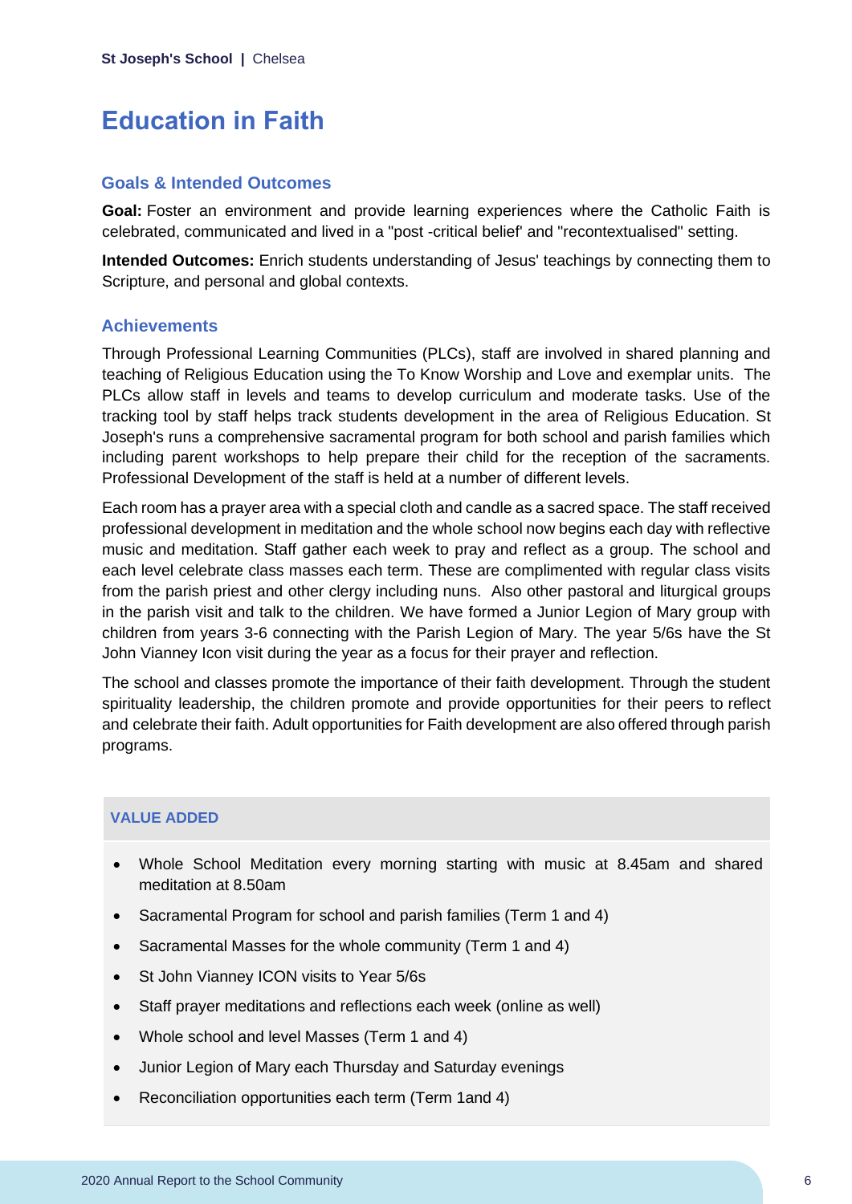# Education in Faith

## Goals & Intended Outcomes

**Goal:** Foster an environment and provide learning experiences where the Catholic Faith is celebrated, communicated and lived in a "post -critical belief' and "recontextualised" setting.

**Intended Outcomes:** Enrich students understanding of Jesus' teachings by connecting them to Scripture, and personal and global contexts.

## Achievements

Through Professional Learning Communities (PLCs), staff are involved in shared planning and teaching of Religious Education using the To Know Worship and Love and exemplar units. The PLCs allow staff in levels and teams to develop curriculum and moderate tasks. Use of the tracking tool by staff helps track students development in the area of Religious Education. St Joseph's runs a comprehensive sacramental program for both school and parish families which including parent workshops to help prepare their child for the reception of the sacraments. Professional Development of the staff is held at a number of different levels.

Each room has a prayer area with a special cloth and candle as a sacred space. The staff received professional development in meditation and the whole school now begins each day with reflective music and meditation. Staff gather each week to pray and reflect as a group. The school and each level celebrate class masses each term. These are complimented with regular class visits from the parish priest and other clergy including nuns. Also other pastoral and liturgical groups in the parish visit and talk to the children. We have formed a Junior Legion of Mary group with children from years 3-6 connecting with the Parish Legion of Mary. The year 5/6s have the St John Vianney Icon visit during the year as a focus for their prayer and reflection.

The school and classes promote the importance of their faith development. Through the student spirituality leadership, the children promote and provide opportunities for their peers to reflect and celebrate their faith. Adult opportunities for Faith development are also offered through parish programs.

### VALUE ADDED

- Whole School Meditation every morning starting with music at 8.45am and shared meditation at 8.50am
- Sacramental Program for school and parish families (Term 1 and 4)
- Sacramental Masses for the whole community (Term 1 and 4)
- St John Vianney ICON visits to Year 5/6s
- Staff prayer meditations and reflections each week (online as well)
- Whole school and level Masses (Term 1 and 4)
- Junior Legion of Mary each Thursday and Saturday evenings
- Reconciliation opportunities each term (Term 1and 4)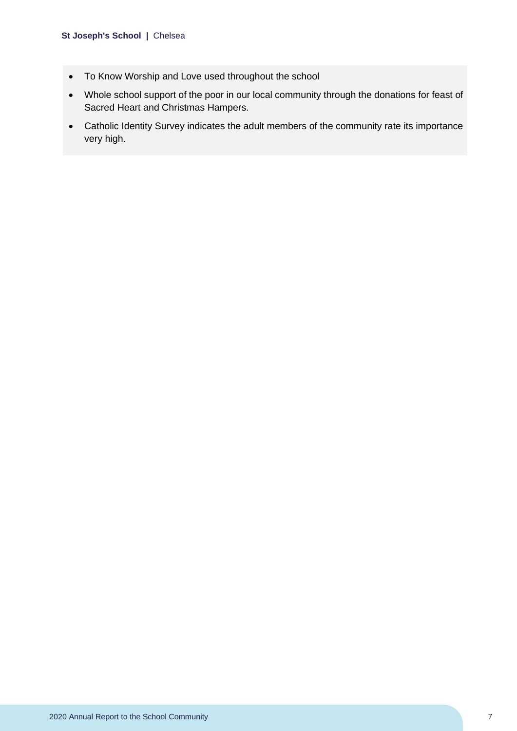- To Know Worship and Love used throughout the school
- Whole school support of the poor in our local community through the donations for feast of Sacred Heart and Christmas Hampers.
- Catholic Identity Survey indicates the adult members of the community rate its importance very high.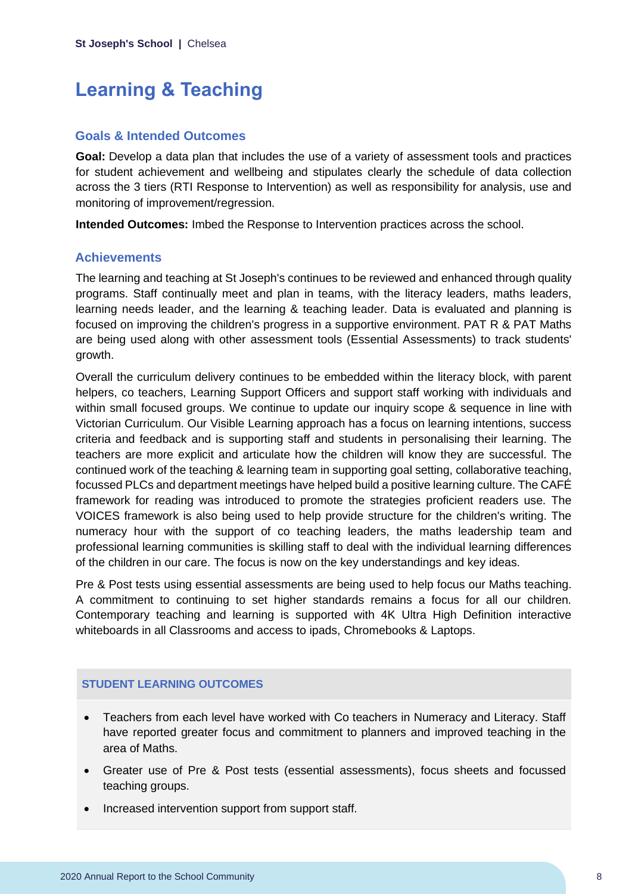# Learning & Teaching

## Goals & Intended Outcomes

**Goal:** Develop a data plan that includes the use of a variety of assessment tools and practices for student achievement and wellbeing and stipulates clearly the schedule of data collection across the 3 tiers (RTI Response to Intervention) as well as responsibility for analysis, use and monitoring of improvement/regression.

**Intended Outcomes:** Imbed the Response to Intervention practices across the school.

## Achievements

The learning and teaching at St Joseph's continues to be reviewed and enhanced through quality programs. Staff continually meet and plan in teams, with the literacy leaders, maths leaders, learning needs leader, and the learning & teaching leader. Data is evaluated and planning is focused on improving the children's progress in a supportive environment. PAT R & PAT Maths are being used along with other assessment tools (Essential Assessments) to track students' growth.

Overall the curriculum delivery continues to be embedded within the literacy block, with parent helpers, co teachers, Learning Support Officers and support staff working with individuals and within small focused groups. We continue to update our inquiry scope & sequence in line with Victorian Curriculum. Our Visible Learning approach has a focus on learning intentions, success criteria and feedback and is supporting staff and students in personalising their learning. The teachers are more explicit and articulate how the children will know they are successful. The continued work of the teaching & learning team in supporting goal setting, collaborative teaching, focussed PLCs and department meetings have helped build a positive learning culture. The CAFÉ framework for reading was introduced to promote the strategies proficient readers use. The VOICES framework is also being used to help provide structure for the children's writing. The numeracy hour with the support of co teaching leaders, the maths leadership team and professional learning communities is skilling staff to deal with the individual learning differences of the children in our care. The focus is now on the key understandings and key ideas.

Pre & Post tests using essential assessments are being used to help focus our Maths teaching. A commitment to continuing to set higher standards remains a focus for all our children. Contemporary teaching and learning is supported with 4K Ultra High Definition interactive whiteboards in all Classrooms and access to ipads, Chromebooks & Laptops.

### STUDENT LEARNING OUTCOMES

- Teachers from each level have worked with Co teachers in Numeracy and Literacy. Staff have reported greater focus and commitment to planners and improved teaching in the area of Maths.
- Greater use of Pre & Post tests (essential assessments), focus sheets and focussed teaching groups.
- Increased intervention support from support staff.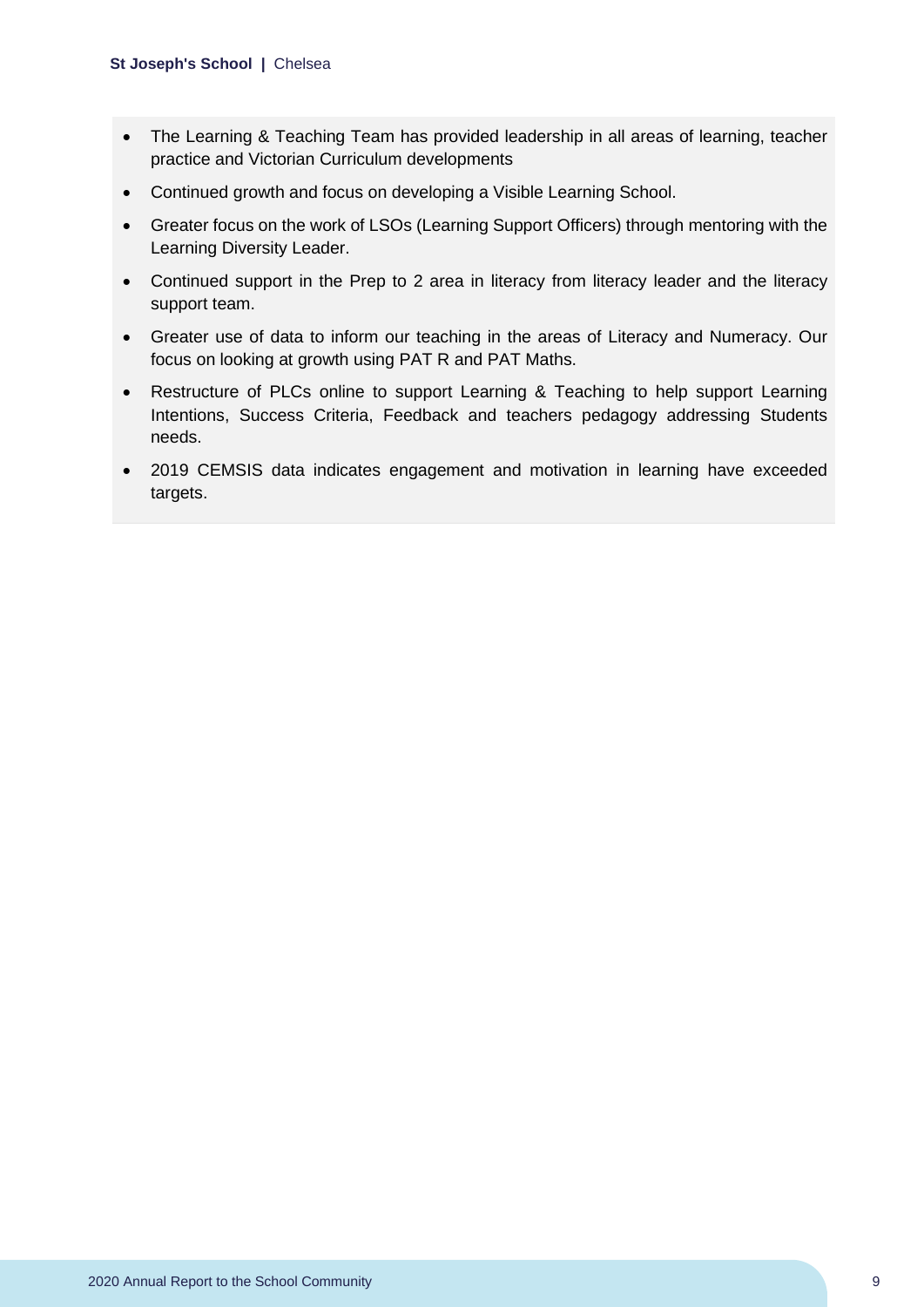- The Learning & Teaching Team has provided leadership in all areas of learning, teacher practice and Victorian Curriculum developments
- Continued growth and focus on developing a Visible Learning School.
- Greater focus on the work of LSOs (Learning Support Officers) through mentoring with the Learning Diversity Leader.
- Continued support in the Prep to 2 area in literacy from literacy leader and the literacy support team.
- Greater use of data to inform our teaching in the areas of Literacy and Numeracy. Our focus on looking at growth using PAT R and PAT Maths.
- Restructure of PLCs online to support Learning & Teaching to help support Learning Intentions, Success Criteria, Feedback and teachers pedagogy addressing Students needs.
- 2019 CEMSIS data indicates engagement and motivation in learning have exceeded targets.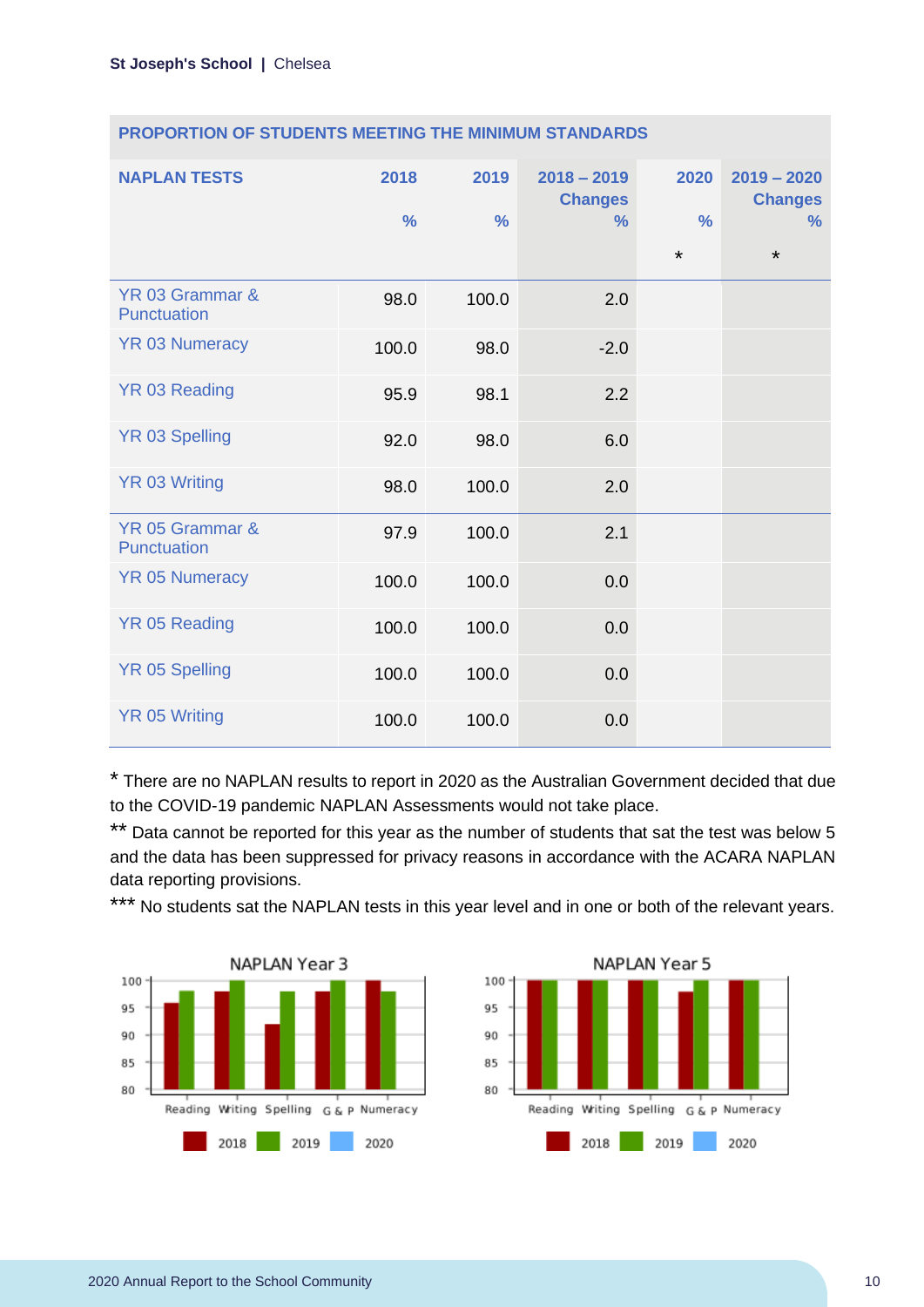## PROPORTION OF STUDENTS MEETING THE MINIMUM STANDARDS

| NAPLAN TESTS | 2018 % | 2019 % | 2018 – 2019 Changes % | 2020 % * | 2019 – 2020 Changes % * |
|---|---|---|---|---|---|
| YR 03 Grammar & Punctuation | 98.0 | 100.0 | 2.0 | | |
| YR 03 Numeracy | 100.0 | 98.0 | -2.0 | | |
| YR 03 Reading | 95.9 | 98.1 | 2.2 | | |
| YR 03 Spelling | 92.0 | 98.0 | 6.0 | | |
| YR 03 Writing | 98.0 | 100.0 | 2.0 | | |
| YR 05 Grammar & Punctuation | 97.9 | 100.0 | 2.1 | | |
| YR 05 Numeracy | 100.0 | 100.0 | 0.0 | | |
| YR 05 Reading | 100.0 | 100.0 | 0.0 | | |
| YR 05 Spelling | 100.0 | 100.0 | 0.0 | | |
| YR 05 Writing | 100.0 | 100.0 | 0.0 | | |

* There are no NAPLAN results to report in 2020 as the Australian Government decided that due to the COVID-19 pandemic NAPLAN Assessments would not take place.

** Data cannot be reported for this year as the number of students that sat the test was below 5 and the data has been suppressed for privacy reasons in accordance with the ACARA NAPLAN data reporting provisions.

*** No students sat the NAPLAN tests in this year level and in one or both of the relevant years.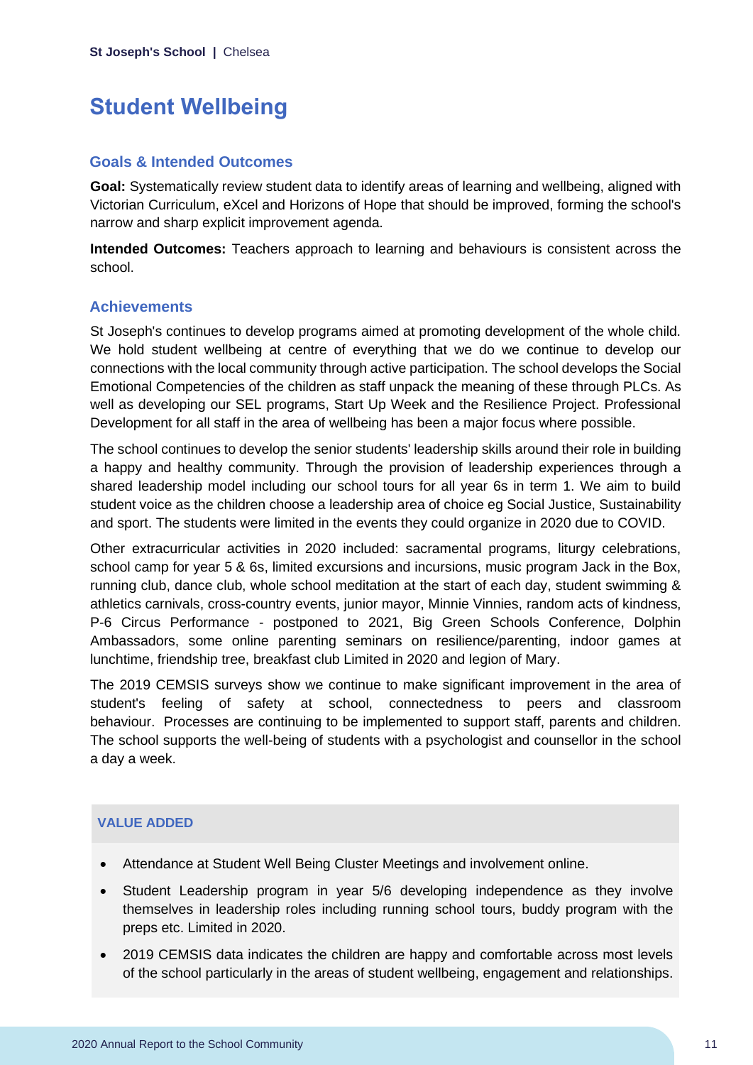# Student Wellbeing

## Goals & Intended Outcomes

**Goal:** Systematically review student data to identify areas of learning and wellbeing, aligned with Victorian Curriculum, eXcel and Horizons of Hope that should be improved, forming the school's narrow and sharp explicit improvement agenda.

**Intended Outcomes:** Teachers approach to learning and behaviours is consistent across the school.

## Achievements

St Joseph's continues to develop programs aimed at promoting development of the whole child. We hold student wellbeing at centre of everything that we do we continue to develop our connections with the local community through active participation. The school develops the Social Emotional Competencies of the children as staff unpack the meaning of these through PLCs. As well as developing our SEL programs, Start Up Week and the Resilience Project. Professional Development for all staff in the area of wellbeing has been a major focus where possible.

The school continues to develop the senior students' leadership skills around their role in building a happy and healthy community. Through the provision of leadership experiences through a shared leadership model including our school tours for all year 6s in term 1. We aim to build student voice as the children choose a leadership area of choice eg Social Justice, Sustainability and sport. The students were limited in the events they could organize in 2020 due to COVID.

Other extracurricular activities in 2020 included: sacramental programs, liturgy celebrations, school camp for year 5 & 6s, limited excursions and incursions, music program Jack in the Box, running club, dance club, whole school meditation at the start of each day, student swimming & athletics carnivals, cross-country events, junior mayor, Minnie Vinnies, random acts of kindness, P-6 Circus Performance - postponed to 2021, Big Green Schools Conference, Dolphin Ambassadors, some online parenting seminars on resilience/parenting, indoor games at lunchtime, friendship tree, breakfast club Limited in 2020 and legion of Mary.

The 2019 CEMSIS surveys show we continue to make significant improvement in the area of student's feeling of safety at school, connectedness to peers and classroom behaviour. Processes are continuing to be implemented to support staff, parents and children. The school supports the well-being of students with a psychologist and counsellor in the school a day a week.

### VALUE ADDED

- Attendance at Student Well Being Cluster Meetings and involvement online.
- Student Leadership program in year 5/6 developing independence as they involve themselves in leadership roles including running school tours, buddy program with the preps etc. Limited in 2020.
- 2019 CEMSIS data indicates the children are happy and comfortable across most levels of the school particularly in the areas of student wellbeing, engagement and relationships.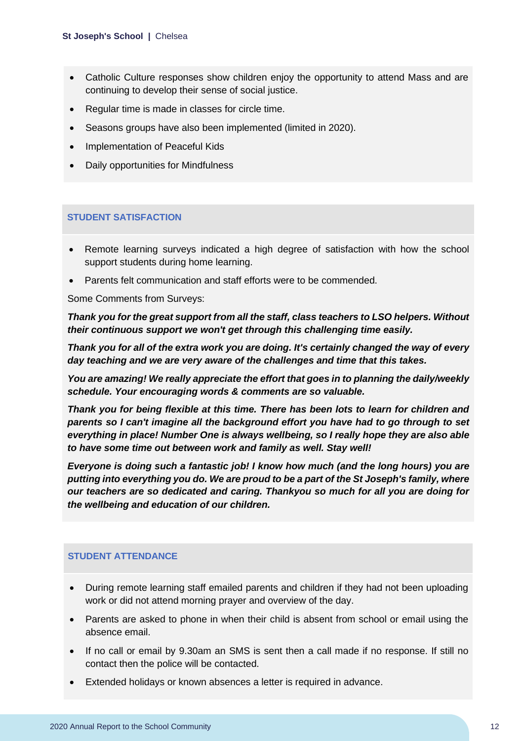- Catholic Culture responses show children enjoy the opportunity to attend Mass and are continuing to develop their sense of social justice.
- Regular time is made in classes for circle time.
- Seasons groups have also been implemented (limited in 2020).
- Implementation of Peaceful Kids
- Daily opportunities for Mindfulness

## STUDENT SATISFACTION

- Remote learning surveys indicated a high degree of satisfaction with how the school support students during home learning.
- Parents felt communication and staff efforts were to be commended.

Some Comments from Surveys:

***Thank you for the great support from all the staff, class teachers to LSO helpers. Without their continuous support we won't get through this challenging time easily.***

***Thank you for all of the extra work you are doing. It's certainly changed the way of every day teaching and we are very aware of the challenges and time that this takes.***

***You are amazing! We really appreciate the effort that goes in to planning the daily/weekly schedule. Your encouraging words & comments are so valuable.***

***Thank you for being flexible at this time. There has been lots to learn for children and parents so I can't imagine all the background effort you have had to go through to set everything in place! Number One is always wellbeing, so I really hope they are also able to have some time out between work and family as well. Stay well!***

***Everyone is doing such a fantastic job! I know how much (and the long hours) you are putting into everything you do. We are proud to be a part of the St Joseph's family, where our teachers are so dedicated and caring. Thankyou so much for all you are doing for the wellbeing and education of our children.***

## STUDENT ATTENDANCE

- During remote learning staff emailed parents and children if they had not been uploading work or did not attend morning prayer and overview of the day.
- Parents are asked to phone in when their child is absent from school or email using the absence email.
- If no call or email by 9.30am an SMS is sent then a call made if no response. If still no contact then the police will be contacted.
- Extended holidays or known absences a letter is required in advance.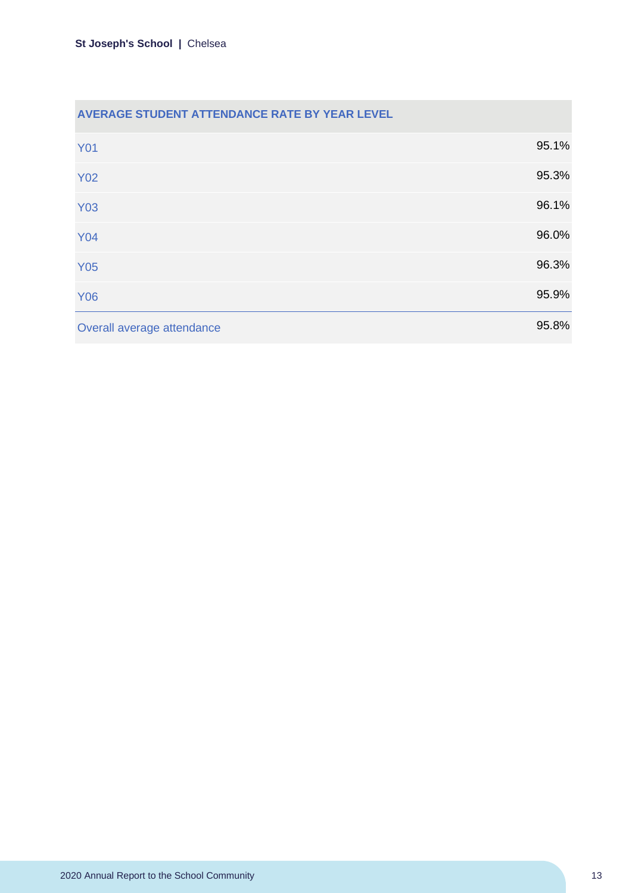| AVERAGE STUDENT ATTENDANCE RATE BY YEAR LEVEL | |
|---|---|
| Y01 | 95.1% |
| Y02 | 95.3% |
| Y03 | 96.1% |
| Y04 | 96.0% |
| Y05 | 96.3% |
| Y06 | 95.9% |
| Overall average attendance | 95.8% |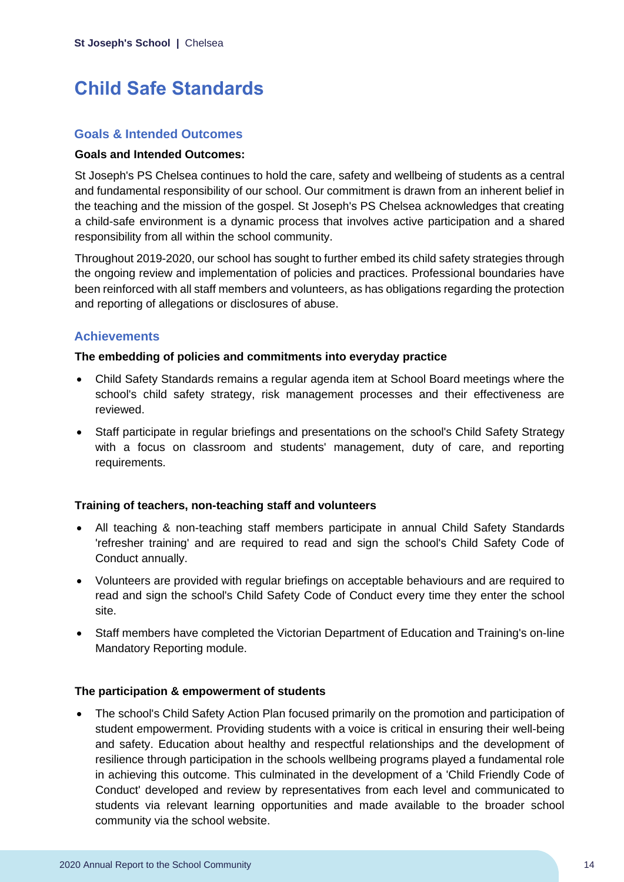# Child Safe Standards

## Goals & Intended Outcomes

**Goals and Intended Outcomes:**

St Joseph's PS Chelsea continues to hold the care, safety and wellbeing of students as a central and fundamental responsibility of our school. Our commitment is drawn from an inherent belief in the teaching and the mission of the gospel. St Joseph's PS Chelsea acknowledges that creating a child-safe environment is a dynamic process that involves active participation and a shared responsibility from all within the school community.

Throughout 2019-2020, our school has sought to further embed its child safety strategies through the ongoing review and implementation of policies and practices. Professional boundaries have been reinforced with all staff members and volunteers, as has obligations regarding the protection and reporting of allegations or disclosures of abuse.

## Achievements

**The embedding of policies and commitments into everyday practice**

- Child Safety Standards remains a regular agenda item at School Board meetings where the school's child safety strategy, risk management processes and their effectiveness are reviewed.
- Staff participate in regular briefings and presentations on the school's Child Safety Strategy with a focus on classroom and students' management, duty of care, and reporting requirements.

**Training of teachers, non-teaching staff and volunteers**

- All teaching & non-teaching staff members participate in annual Child Safety Standards 'refresher training' and are required to read and sign the school's Child Safety Code of Conduct annually.
- Volunteers are provided with regular briefings on acceptable behaviours and are required to read and sign the school's Child Safety Code of Conduct every time they enter the school site.
- Staff members have completed the Victorian Department of Education and Training's on-line Mandatory Reporting module.

**The participation & empowerment of students**

- The school's Child Safety Action Plan focused primarily on the promotion and participation of student empowerment. Providing students with a voice is critical in ensuring their well-being and safety. Education about healthy and respectful relationships and the development of resilience through participation in the schools wellbeing programs played a fundamental role in achieving this outcome. This culminated in the development of a 'Child Friendly Code of Conduct' developed and review by representatives from each level and communicated to students via relevant learning opportunities and made available to the broader school community via the school website.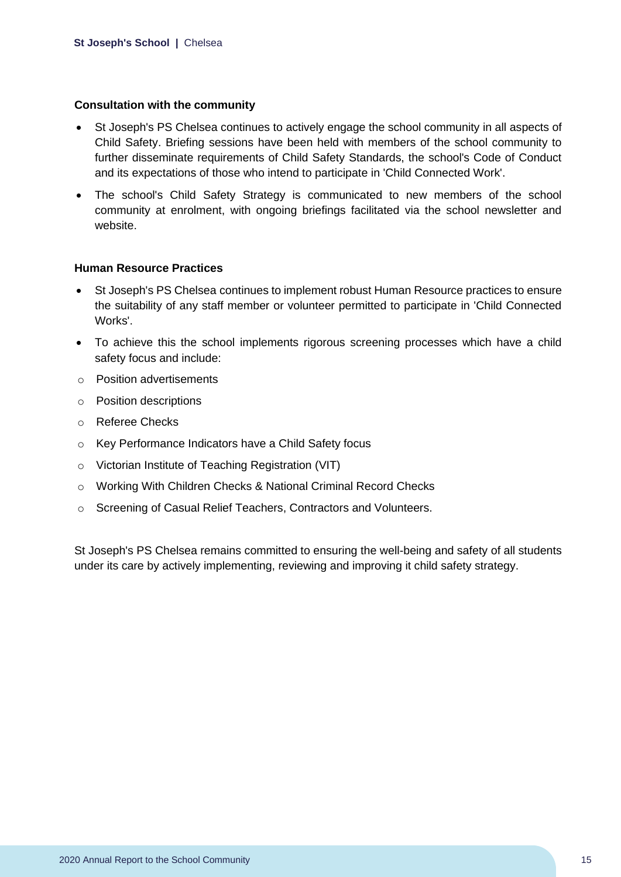### Consultation with the community

- St Joseph's PS Chelsea continues to actively engage the school community in all aspects of Child Safety. Briefing sessions have been held with members of the school community to further disseminate requirements of Child Safety Standards, the school's Code of Conduct and its expectations of those who intend to participate in 'Child Connected Work'.
- The school's Child Safety Strategy is communicated to new members of the school community at enrolment, with ongoing briefings facilitated via the school newsletter and website.

### Human Resource Practices

- St Joseph's PS Chelsea continues to implement robust Human Resource practices to ensure the suitability of any staff member or volunteer permitted to participate in 'Child Connected Works'.
- To achieve this the school implements rigorous screening processes which have a child safety focus and include:
  - Position advertisements
  - Position descriptions
  - Referee Checks
  - Key Performance Indicators have a Child Safety focus
  - Victorian Institute of Teaching Registration (VIT)
  - Working With Children Checks & National Criminal Record Checks
  - Screening of Casual Relief Teachers, Contractors and Volunteers.

St Joseph's PS Chelsea remains committed to ensuring the well-being and safety of all students under its care by actively implementing, reviewing and improving it child safety strategy.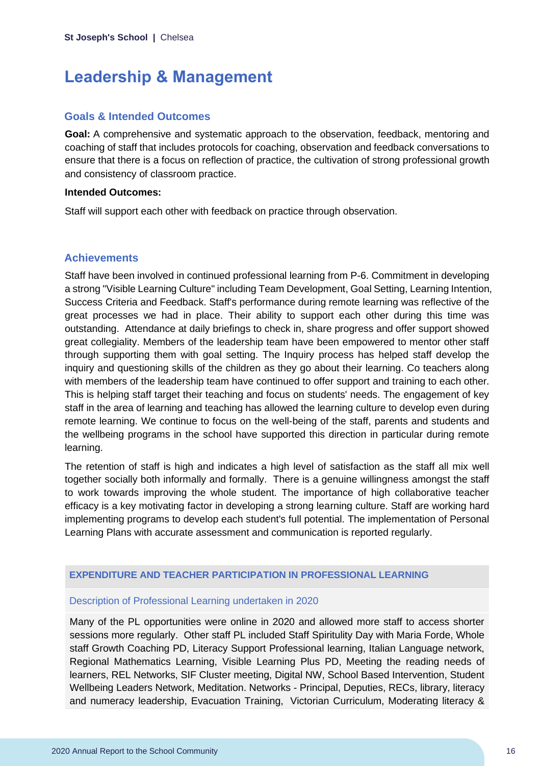# Leadership & Management

## Goals & Intended Outcomes

**Goal:** A comprehensive and systematic approach to the observation, feedback, mentoring and coaching of staff that includes protocols for coaching, observation and feedback conversations to ensure that there is a focus on reflection of practice, the cultivation of strong professional growth and consistency of classroom practice.

**Intended Outcomes:**

Staff will support each other with feedback on practice through observation.

## Achievements

Staff have been involved in continued professional learning from P-6. Commitment in developing a strong "Visible Learning Culture" including Team Development, Goal Setting, Learning Intention, Success Criteria and Feedback. Staff's performance during remote learning was reflective of the great processes we had in place. Their ability to support each other during this time was outstanding. Attendance at daily briefings to check in, share progress and offer support showed great collegiality. Members of the leadership team have been empowered to mentor other staff through supporting them with goal setting. The Inquiry process has helped staff develop the inquiry and questioning skills of the children as they go about their learning. Co teachers along with members of the leadership team have continued to offer support and training to each other. This is helping staff target their teaching and focus on students' needs. The engagement of key staff in the area of learning and teaching has allowed the learning culture to develop even during remote learning. We continue to focus on the well-being of the staff, parents and students and the wellbeing programs in the school have supported this direction in particular during remote learning.

The retention of staff is high and indicates a high level of satisfaction as the staff all mix well together socially both informally and formally. There is a genuine willingness amongst the staff to work towards improving the whole student. The importance of high collaborative teacher efficacy is a key motivating factor in developing a strong learning culture. Staff are working hard implementing programs to develop each student's full potential. The implementation of Personal Learning Plans with accurate assessment and communication is reported regularly.

| EXPENDITURE AND TEACHER PARTICIPATION IN PROFESSIONAL LEARNING |
| --- |
| Description of Professional Learning undertaken in 2020 |
| Many of the PL opportunities were online in 2020 and allowed more staff to access shorter sessions more regularly. Other staff PL included Staff Spirituality Day with Maria Forde, Whole staff Growth Coaching PD, Literacy Support Professional learning, Italian Language network, Regional Mathematics Learning, Visible Learning Plus PD, Meeting the reading needs of learners, REL Networks, SIF Cluster meeting, Digital NW, School Based Intervention, Student Wellbeing Leaders Network, Meditation. Networks - Principal, Deputies, RECs, library, literacy and numeracy leadership, Evacuation Training, Victorian Curriculum, Moderating literacy & |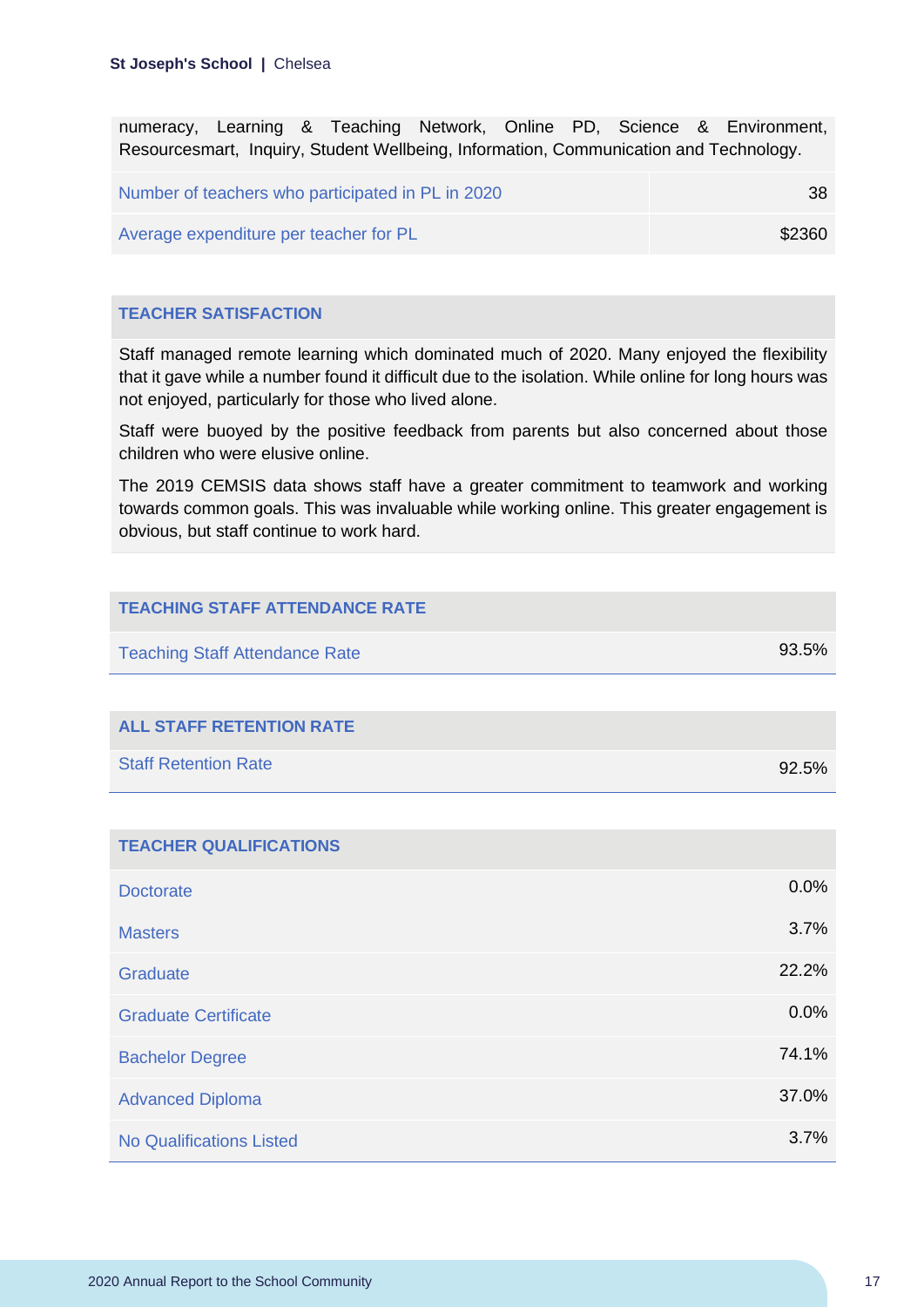numeracy, Learning & Teaching Network, Online PD, Science & Environment, Resourcesmart, Inquiry, Student Wellbeing, Information, Communication and Technology.

| | |
|---|---|
| Number of teachers who participated in PL in 2020 | 38 |
| Average expenditure per teacher for PL | $2360 |

## TEACHER SATISFACTION

Staff managed remote learning which dominated much of 2020. Many enjoyed the flexibility that it gave while a number found it difficult due to the isolation. While online for long hours was not enjoyed, particularly for those who lived alone.

Staff were buoyed by the positive feedback from parents but also concerned about those children who were elusive online.

The 2019 CEMSIS data shows staff have a greater commitment to teamwork and working towards common goals. This was invaluable while working online. This greater engagement is obvious, but staff continue to work hard.

## TEACHING STAFF ATTENDANCE RATE

| | |
|---|---|
| Teaching Staff Attendance Rate | 93.5% |

## ALL STAFF RETENTION RATE

| | |
|---|---|
| Staff Retention Rate | 92.5% |

## TEACHER QUALIFICATIONS

| | |
|---|---|
| Doctorate | 0.0% |
| Masters | 3.7% |
| Graduate | 22.2% |
| Graduate Certificate | 0.0% |
| Bachelor Degree | 74.1% |
| Advanced Diploma | 37.0% |
| No Qualifications Listed | 3.7% |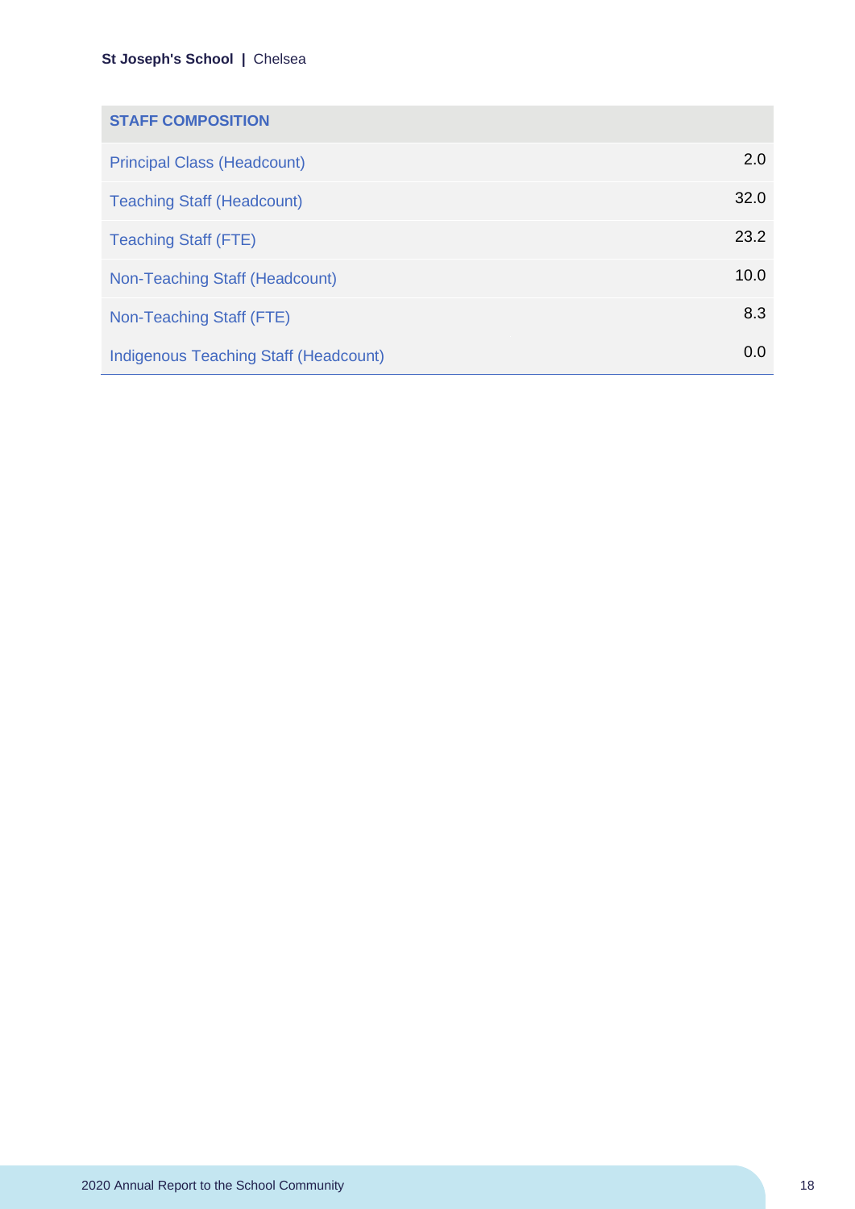| STAFF COMPOSITION | |
|---|---|
| Principal Class (Headcount) | 2.0 |
| Teaching Staff (Headcount) | 32.0 |
| Teaching Staff (FTE) | 23.2 |
| Non-Teaching Staff (Headcount) | 10.0 |
| Non-Teaching Staff (FTE) | 8.3 |
| Indigenous Teaching Staff (Headcount) | 0.0 |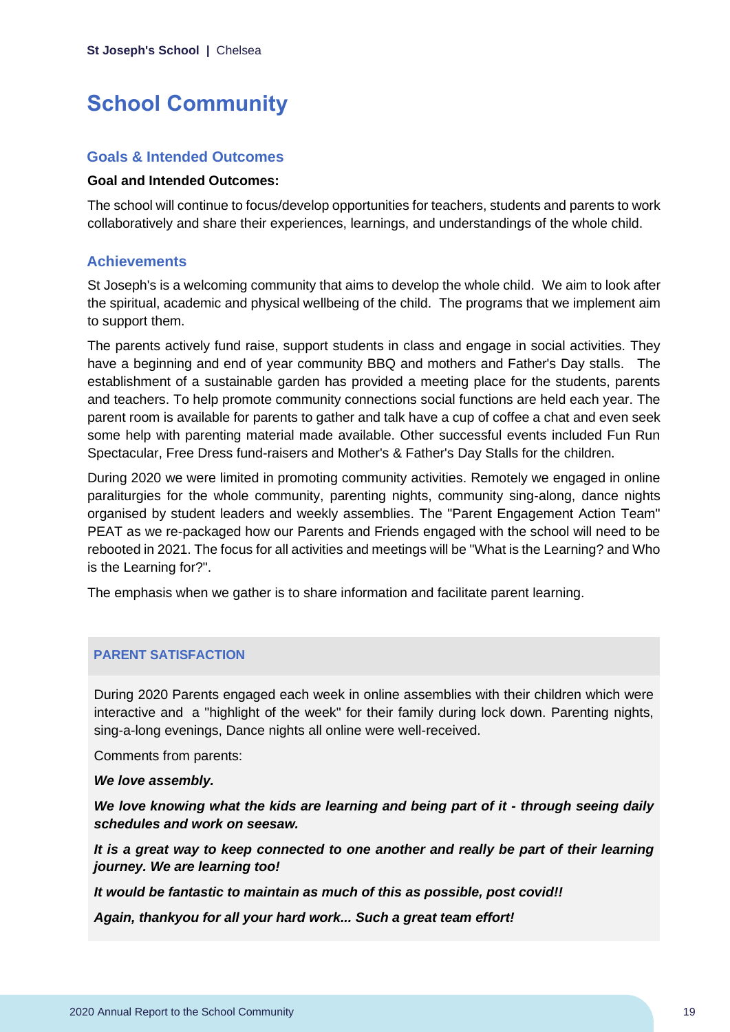# School Community

## Goals & Intended Outcomes

**Goal and Intended Outcomes:**

The school will continue to focus/develop opportunities for teachers, students and parents to work collaboratively and share their experiences, learnings, and understandings of the whole child.

## Achievements

St Joseph's is a welcoming community that aims to develop the whole child. We aim to look after the spiritual, academic and physical wellbeing of the child. The programs that we implement aim to support them.

The parents actively fund raise, support students in class and engage in social activities. They have a beginning and end of year community BBQ and mothers and Father's Day stalls. The establishment of a sustainable garden has provided a meeting place for the students, parents and teachers. To help promote community connections social functions are held each year. The parent room is available for parents to gather and talk have a cup of coffee a chat and even seek some help with parenting material made available. Other successful events included Fun Run Spectacular, Free Dress fund-raisers and Mother's & Father's Day Stalls for the children.

During 2020 we were limited in promoting community activities. Remotely we engaged in online paraliturgies for the whole community, parenting nights, community sing-along, dance nights organised by student leaders and weekly assemblies. The "Parent Engagement Action Team" PEAT as we re-packaged how our Parents and Friends engaged with the school will need to be rebooted in 2021. The focus for all activities and meetings will be "What is the Learning? and Who is the Learning for?".

The emphasis when we gather is to share information and facilitate parent learning.

### PARENT SATISFACTION

During 2020 Parents engaged each week in online assemblies with their children which were interactive and a "highlight of the week" for their family during lock down. Parenting nights, sing-a-long evenings, Dance nights all online were well-received.

Comments from parents:

***We love assembly.***

***We love knowing what the kids are learning and being part of it - through seeing daily schedules and work on seesaw.***

***It is a great way to keep connected to one another and really be part of their learning journey. We are learning too!***

***It would be fantastic to maintain as much of this as possible, post covid!!***

***Again, thankyou for all your hard work... Such a great team effort!***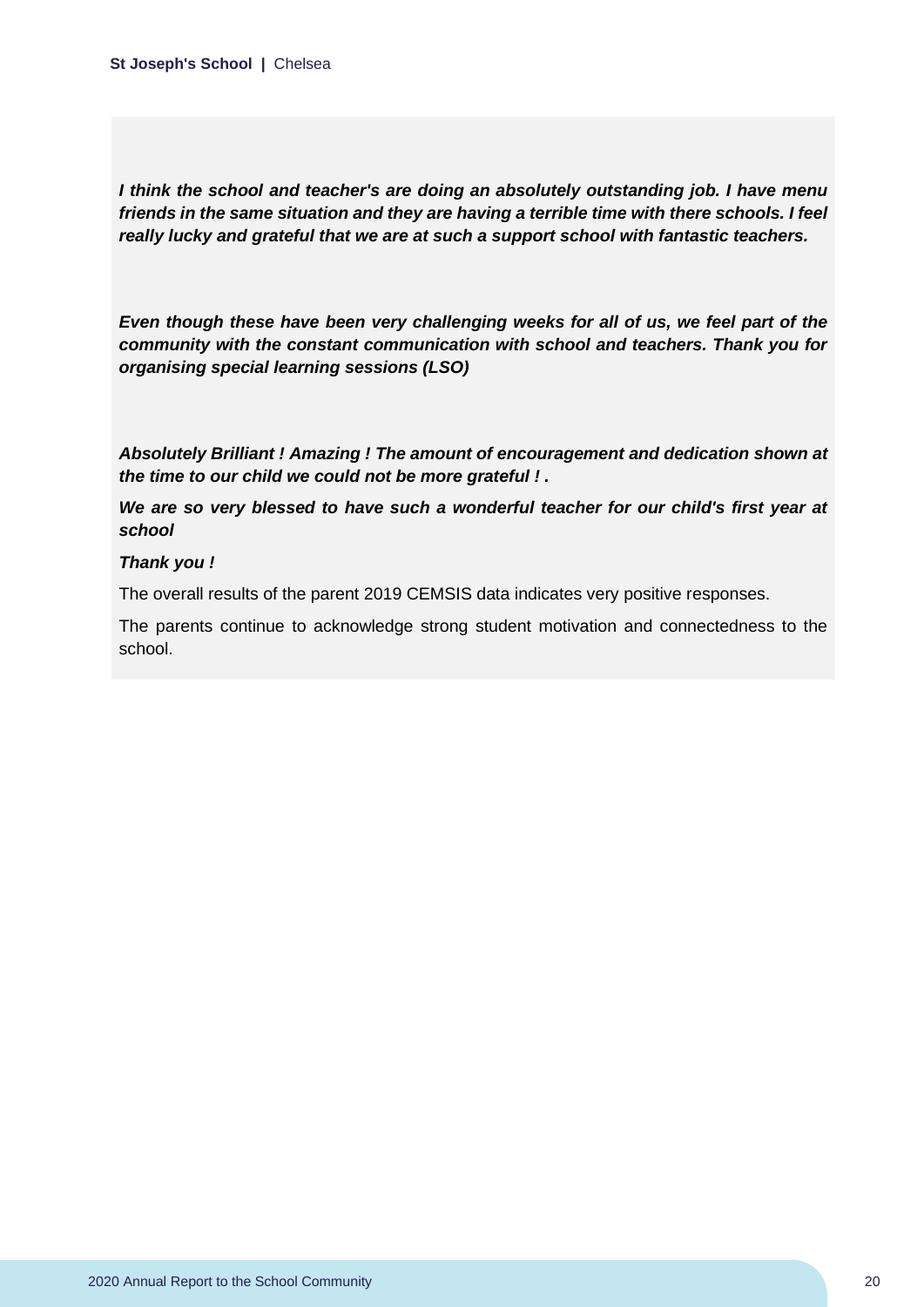***I think the school and teacher's are doing an absolutely outstanding job. I have menu friends in the same situation and they are having a terrible time with there schools. I feel really lucky and grateful that we are at such a support school with fantastic teachers.***

***Even though these have been very challenging weeks for all of us, we feel part of the community with the constant communication with school and teachers. Thank you for organising special learning sessions (LSO)***

***Absolutely Brilliant ! Amazing ! The amount of encouragement and dedication shown at the time to our child we could not be more grateful ! .***

***We are so very blessed to have such a wonderful teacher for our child's first year at school***

***Thank you !***

The overall results of the parent 2019 CEMSIS data indicates very positive responses.

The parents continue to acknowledge strong student motivation and connectedness to the school.